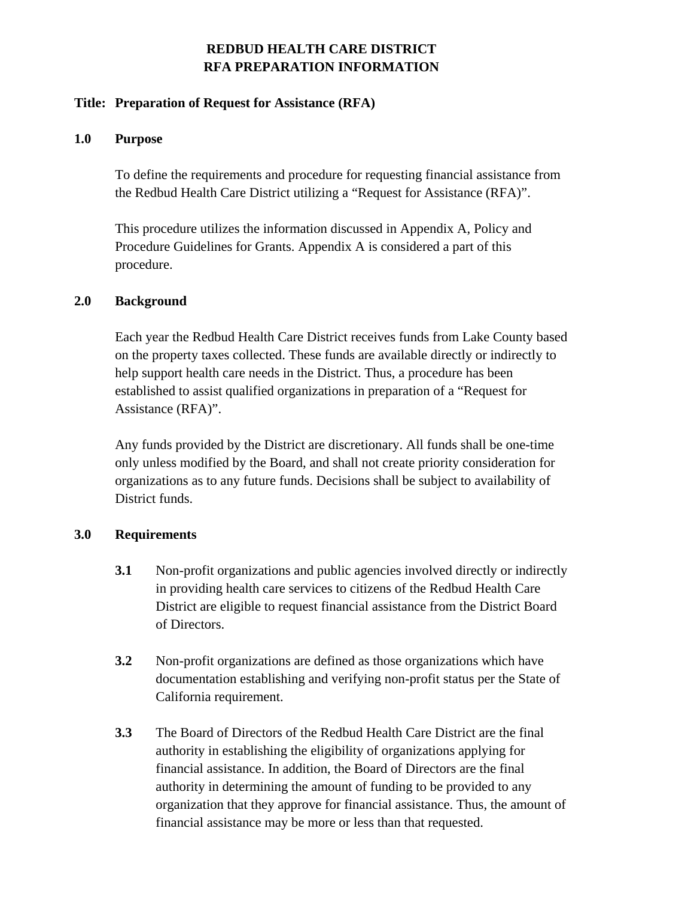# REDBUD HEALTH CARE DISTRICT
# RFA PREPARATION INFORMATION

**Title: Preparation of Request for Assistance (RFA)**

## 1.0 Purpose

To define the requirements and procedure for requesting financial assistance from the Redbud Health Care District utilizing a "Request for Assistance (RFA)".

This procedure utilizes the information discussed in Appendix A, Policy and Procedure Guidelines for Grants. Appendix A is considered a part of this procedure.

## 2.0 Background

Each year the Redbud Health Care District receives funds from Lake County based on the property taxes collected. These funds are available directly or indirectly to help support health care needs in the District. Thus, a procedure has been established to assist qualified organizations in preparation of a "Request for Assistance (RFA)".

Any funds provided by the District are discretionary. All funds shall be one-time only unless modified by the Board, and shall not create priority consideration for organizations as to any future funds. Decisions shall be subject to availability of District funds.

## 3.0 Requirements

**3.1** Non-profit organizations and public agencies involved directly or indirectly in providing health care services to citizens of the Redbud Health Care District are eligible to request financial assistance from the District Board of Directors.

**3.2** Non-profit organizations are defined as those organizations which have documentation establishing and verifying non-profit status per the State of California requirement.

**3.3** The Board of Directors of the Redbud Health Care District are the final authority in establishing the eligibility of organizations applying for financial assistance. In addition, the Board of Directors are the final authority in determining the amount of funding to be provided to any organization that they approve for financial assistance. Thus, the amount of financial assistance may be more or less than that requested.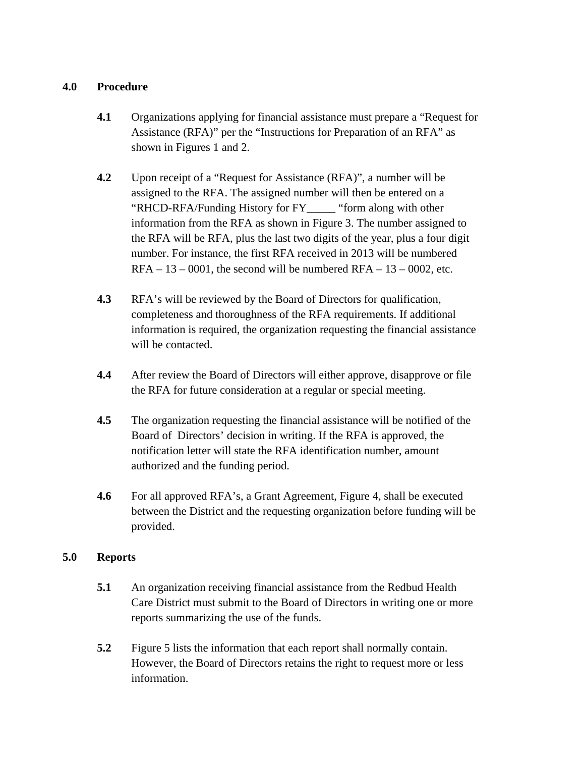## 4.0 Procedure

**4.1** Organizations applying for financial assistance must prepare a "Request for Assistance (RFA)" per the "Instructions for Preparation of an RFA" as shown in Figures 1 and 2.

**4.2** Upon receipt of a "Request for Assistance (RFA)", a number will be assigned to the RFA. The assigned number will then be entered on a "RHCD-RFA/Funding History for FY_____ "form along with other information from the RFA as shown in Figure 3. The number assigned to the RFA will be RFA, plus the last two digits of the year, plus a four digit number. For instance, the first RFA received in 2013 will be numbered RFA – 13 – 0001, the second will be numbered RFA – 13 – 0002, etc.

**4.3** RFA's will be reviewed by the Board of Directors for qualification, completeness and thoroughness of the RFA requirements. If additional information is required, the organization requesting the financial assistance will be contacted.

**4.4** After review the Board of Directors will either approve, disapprove or file the RFA for future consideration at a regular or special meeting.

**4.5** The organization requesting the financial assistance will be notified of the Board of Directors' decision in writing. If the RFA is approved, the notification letter will state the RFA identification number, amount authorized and the funding period.

**4.6** For all approved RFA's, a Grant Agreement, Figure 4, shall be executed between the District and the requesting organization before funding will be provided.

## 5.0 Reports

**5.1** An organization receiving financial assistance from the Redbud Health Care District must submit to the Board of Directors in writing one or more reports summarizing the use of the funds.

**5.2** Figure 5 lists the information that each report shall normally contain. However, the Board of Directors retains the right to request more or less information.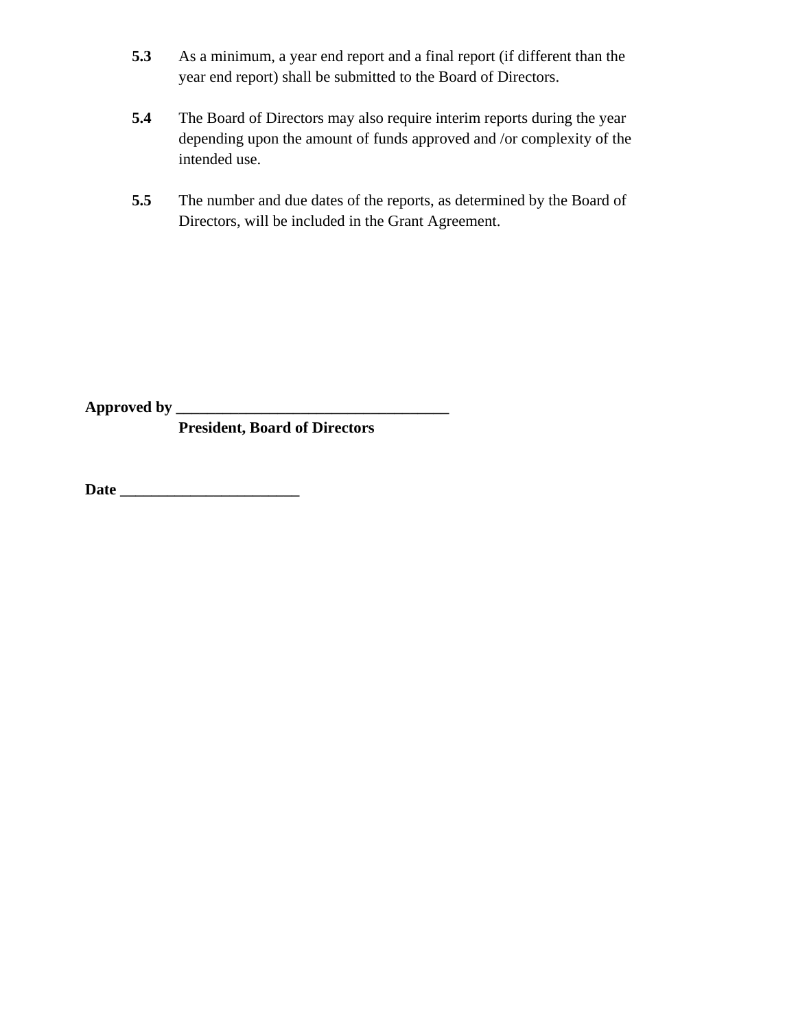**5.3** As a minimum, a year end report and a final report (if different than the year end report) shall be submitted to the Board of Directors.

**5.4** The Board of Directors may also require interim reports during the year depending upon the amount of funds approved and /or complexity of the intended use.

**5.5** The number and due dates of the reports, as determined by the Board of Directors, will be included in the Grant Agreement.

**Approved by ___________________________________**
**President, Board of Directors**

**Date _______________________**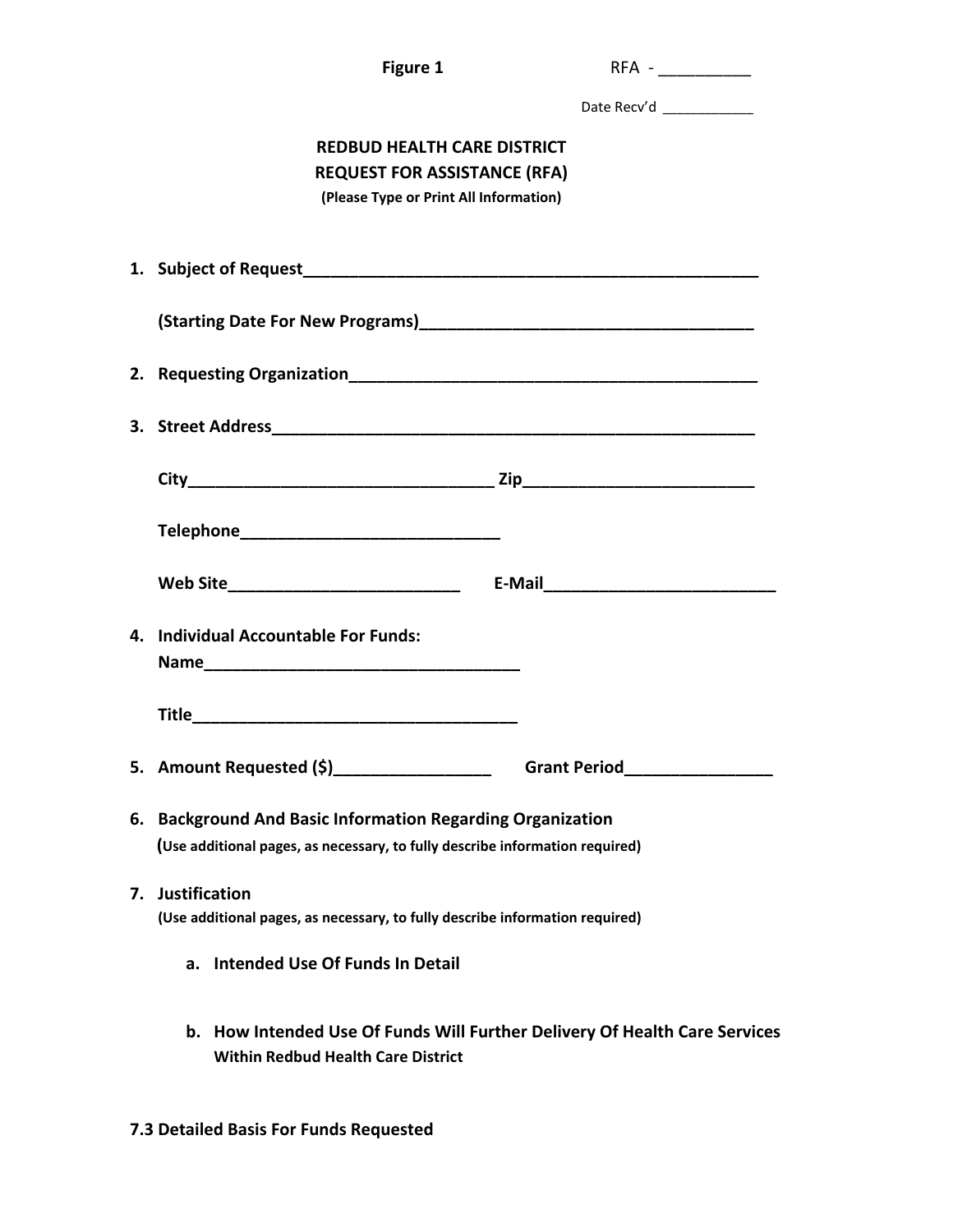**Figure 1**

RFA - __________

Date Recv'd ___________

**REDBUD HEALTH CARE DISTRICT**
**REQUEST FOR ASSISTANCE (RFA)**
**(Please Type or Print All Information)**

1. **Subject of Request**___________________________________________________

   **(Starting Date For New Programs)**___________________________________

2. **Requesting Organization**___________________________________________

3. **Street Address**___________________________________________________

   **City**________________________________ **Zip**_______________________

   **Telephone**__________________________

   **Web Site**________________________ **E-Mail**________________________

4. **Individual Accountable For Funds:**
   **Name**_________________________________

   **Title**_________________________________

5. **Amount Requested ($)**________________ **Grant Period**_______________

6. **Background And Basic Information Regarding Organization**
   **(Use additional pages, as necessary, to fully describe information required)**

7. **Justification**
   **(Use additional pages, as necessary, to fully describe information required)**

   a. **Intended Use Of Funds In Detail**

   b. **How Intended Use Of Funds Will Further Delivery Of Health Care Services Within Redbud Health Care District**

**7.3 Detailed Basis For Funds Requested**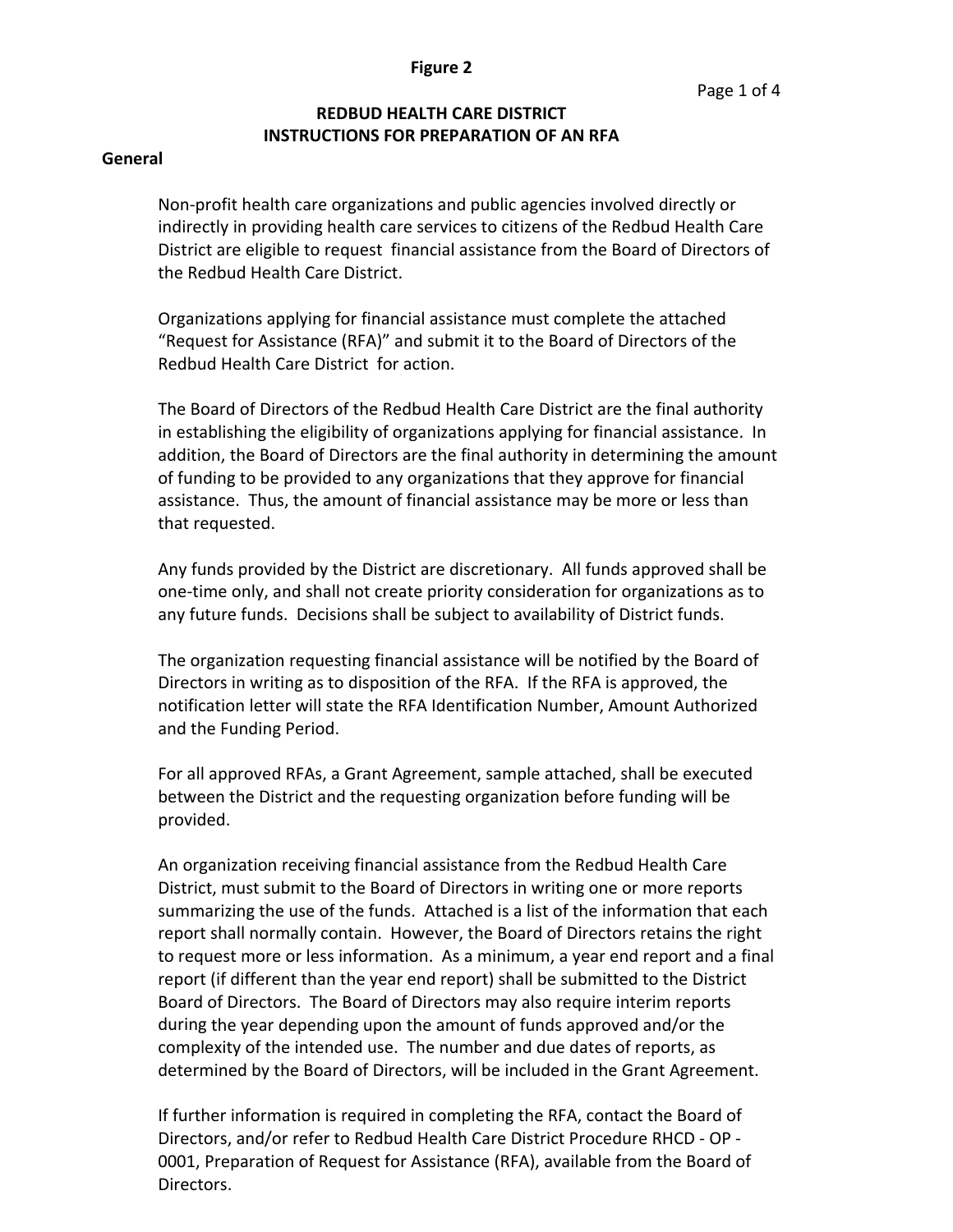**Figure 2**

## REDBUD HEALTH CARE DISTRICT
## INSTRUCTIONS FOR PREPARATION OF AN RFA

### General

Non-profit health care organizations and public agencies involved directly or indirectly in providing health care services to citizens of the Redbud Health Care District are eligible to request financial assistance from the Board of Directors of the Redbud Health Care District.

Organizations applying for financial assistance must complete the attached "Request for Assistance (RFA)" and submit it to the Board of Directors of the Redbud Health Care District for action.

The Board of Directors of the Redbud Health Care District are the final authority in establishing the eligibility of organizations applying for financial assistance. In addition, the Board of Directors are the final authority in determining the amount of funding to be provided to any organizations that they approve for financial assistance. Thus, the amount of financial assistance may be more or less than that requested.

Any funds provided by the District are discretionary. All funds approved shall be one-time only, and shall not create priority consideration for organizations as to any future funds. Decisions shall be subject to availability of District funds.

The organization requesting financial assistance will be notified by the Board of Directors in writing as to disposition of the RFA. If the RFA is approved, the notification letter will state the RFA Identification Number, Amount Authorized and the Funding Period.

For all approved RFAs, a Grant Agreement, sample attached, shall be executed between the District and the requesting organization before funding will be provided.

An organization receiving financial assistance from the Redbud Health Care District, must submit to the Board of Directors in writing one or more reports summarizing the use of the funds. Attached is a list of the information that each report shall normally contain. However, the Board of Directors retains the right to request more or less information. As a minimum, a year end report and a final report (if different than the year end report) shall be submitted to the District Board of Directors. The Board of Directors may also require interim reports during the year depending upon the amount of funds approved and/or the complexity of the intended use. The number and due dates of reports, as determined by the Board of Directors, will be included in the Grant Agreement.

If further information is required in completing the RFA, contact the Board of Directors, and/or refer to Redbud Health Care District Procedure RHCD - OP - 0001, Preparation of Request for Assistance (RFA), available from the Board of Directors.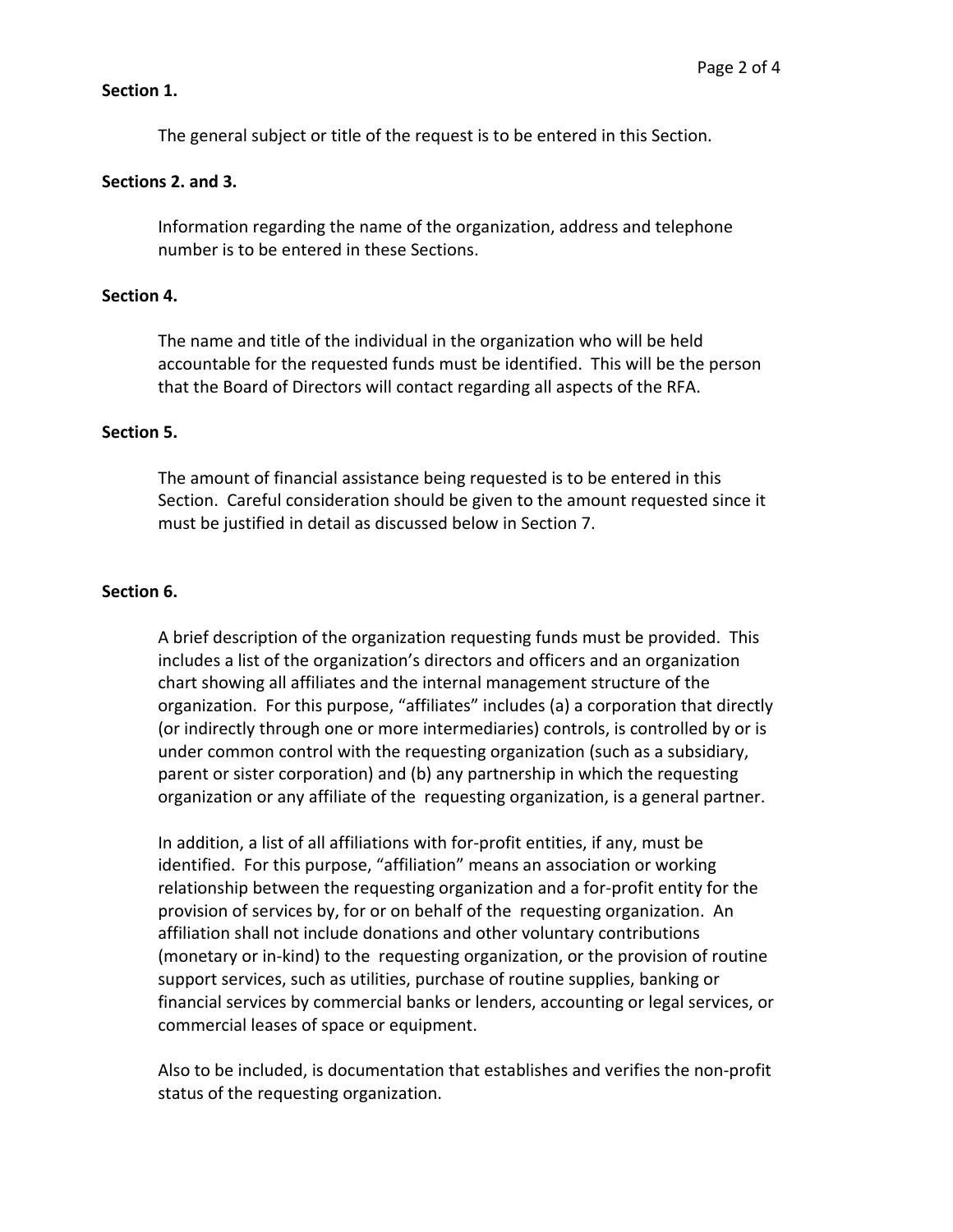**Section 1.**

The general subject or title of the request is to be entered in this Section.

**Sections 2. and 3.**

Information regarding the name of the organization, address and telephone number is to be entered in these Sections.

**Section 4.**

The name and title of the individual in the organization who will be held accountable for the requested funds must be identified. This will be the person that the Board of Directors will contact regarding all aspects of the RFA.

**Section 5.**

The amount of financial assistance being requested is to be entered in this Section. Careful consideration should be given to the amount requested since it must be justified in detail as discussed below in Section 7.

**Section 6.**

A brief description of the organization requesting funds must be provided. This includes a list of the organization's directors and officers and an organization chart showing all affiliates and the internal management structure of the organization. For this purpose, "affiliates" includes (a) a corporation that directly (or indirectly through one or more intermediaries) controls, is controlled by or is under common control with the requesting organization (such as a subsidiary, parent or sister corporation) and (b) any partnership in which the requesting organization or any affiliate of the requesting organization, is a general partner.

In addition, a list of all affiliations with for-profit entities, if any, must be identified. For this purpose, "affiliation" means an association or working relationship between the requesting organization and a for-profit entity for the provision of services by, for or on behalf of the requesting organization. An affiliation shall not include donations and other voluntary contributions (monetary or in-kind) to the requesting organization, or the provision of routine support services, such as utilities, purchase of routine supplies, banking or financial services by commercial banks or lenders, accounting or legal services, or commercial leases of space or equipment.

Also to be included, is documentation that establishes and verifies the non-profit status of the requesting organization.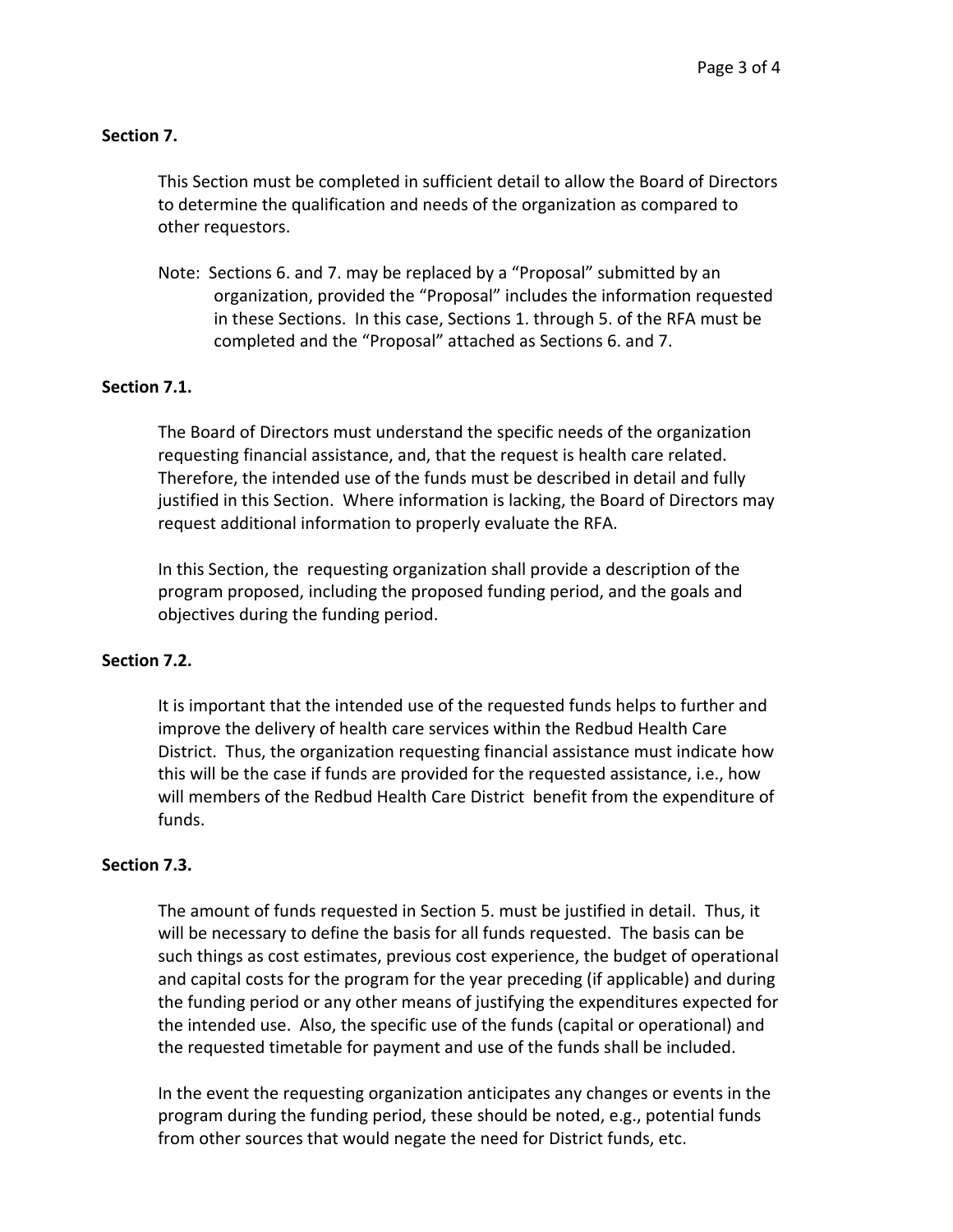**Section 7.**

This Section must be completed in sufficient detail to allow the Board of Directors to determine the qualification and needs of the organization as compared to other requestors.

Note: Sections 6. and 7. may be replaced by a "Proposal" submitted by an organization, provided the "Proposal" includes the information requested in these Sections. In this case, Sections 1. through 5. of the RFA must be completed and the "Proposal" attached as Sections 6. and 7.

**Section 7.1.**

The Board of Directors must understand the specific needs of the organization requesting financial assistance, and, that the request is health care related. Therefore, the intended use of the funds must be described in detail and fully justified in this Section. Where information is lacking, the Board of Directors may request additional information to properly evaluate the RFA.

In this Section, the requesting organization shall provide a description of the program proposed, including the proposed funding period, and the goals and objectives during the funding period.

**Section 7.2.**

It is important that the intended use of the requested funds helps to further and improve the delivery of health care services within the Redbud Health Care District. Thus, the organization requesting financial assistance must indicate how this will be the case if funds are provided for the requested assistance, i.e., how will members of the Redbud Health Care District benefit from the expenditure of funds.

**Section 7.3.**

The amount of funds requested in Section 5. must be justified in detail. Thus, it will be necessary to define the basis for all funds requested. The basis can be such things as cost estimates, previous cost experience, the budget of operational and capital costs for the program for the year preceding (if applicable) and during the funding period or any other means of justifying the expenditures expected for the intended use. Also, the specific use of the funds (capital or operational) and the requested timetable for payment and use of the funds shall be included.

In the event the requesting organization anticipates any changes or events in the program during the funding period, these should be noted, e.g., potential funds from other sources that would negate the need for District funds, etc.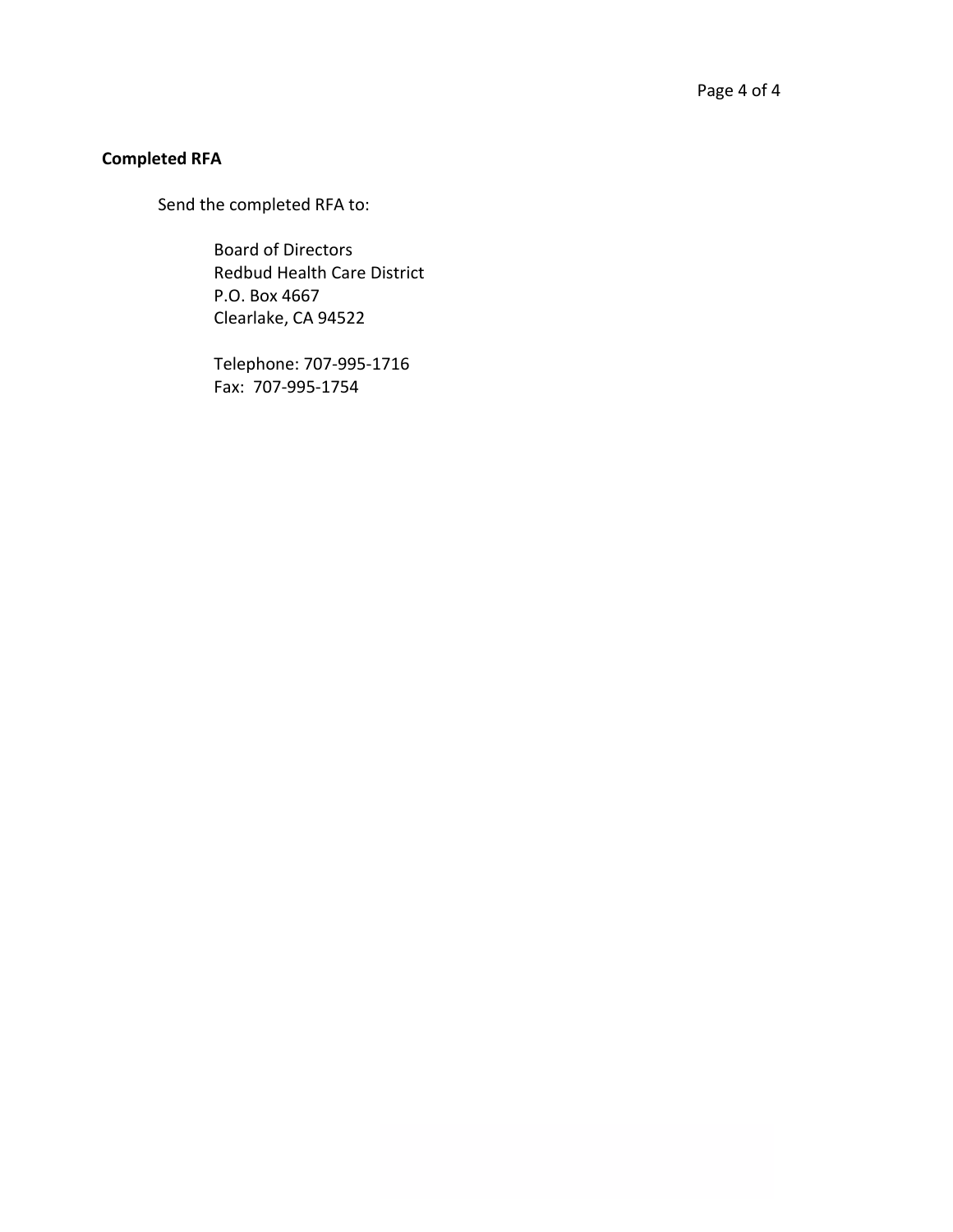**Completed RFA**

Send the completed RFA to:

Board of Directors
Redbud Health Care District
P.O. Box 4667
Clearlake, CA 94522

Telephone: 707-995-1716
Fax: 707-995-1754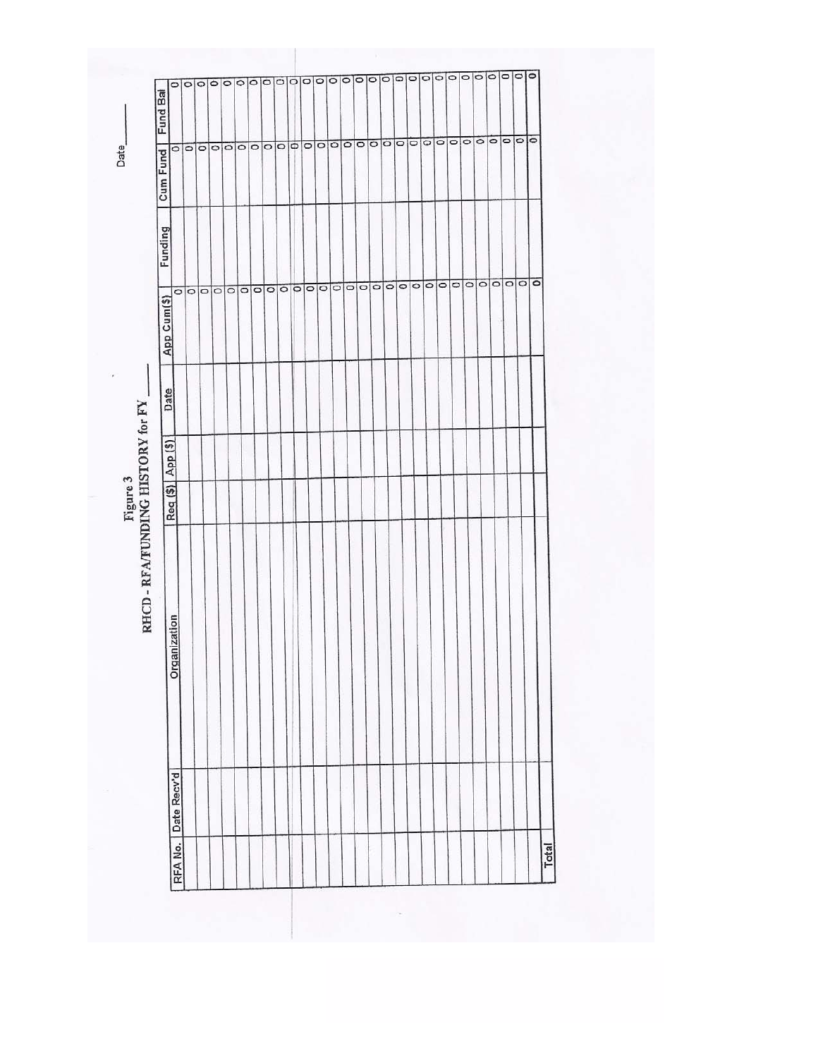Date\_\_\_\_\_\_\_

# Figure 3
## RHCD - RFA/FUNDING HISTORY for FY \_\_\_\_\_\_

| RFA No. | Date Recv'd | Organization | Req ($) | App ($) | Date | App Cum($) | Funding | Cum Fund | Fund Bal |
|---|---|---|---|---|---|---|---|---|---|
| | | | | | | 0 | | 0 | 0 |
| | | | | | | 0 | | 0 | 0 |
| | | | | | | 0 | | 0 | 0 |
| | | | | | | 0 | | 0 | 0 |
| | | | | | | 0 | | 0 | 0 |
| | | | | | | 0 | | 0 | 0 |
| | | | | | | 0 | | 0 | 0 |
| | | | | | | 0 | | 0 | 0 |
| | | | | | | 0 | | 0 | 0 |
| | | | | | | 0 | | 0 | 0 |
| | | | | | | 0 | | 0 | 0 |
| | | | | | | 0 | | 0 | 0 |
| | | | | | | 0 | | 0 | 0 |
| | | | | | | 0 | | 0 | 0 |
| | | | | | | 0 | | 0 | 0 |
| | | | | | | 0 | | 0 | 0 |
| | | | | | | 0 | | 0 | 0 |
| | | | | | | 0 | | 0 | 0 |
| | | | | | | 0 | | 0 | 0 |
| | | | | | | 0 | | 0 | 0 |
| | | | | | | 0 | | 0 | 0 |
| | | | | | | 0 | | 0 | 0 |
| | | | | | | 0 | | 0 | 0 |
| | | | | | | 0 | | 0 | 0 |
| | | | | | | 0 | | 0 | 0 |
| | | | | | | 0 | | 0 | 0 |
| | | | | | | 0 | | 0 | 0 |
| | | | | | | 0 | | 0 | 0 |
| Total | | | | | | 0 | | 0 | 0 |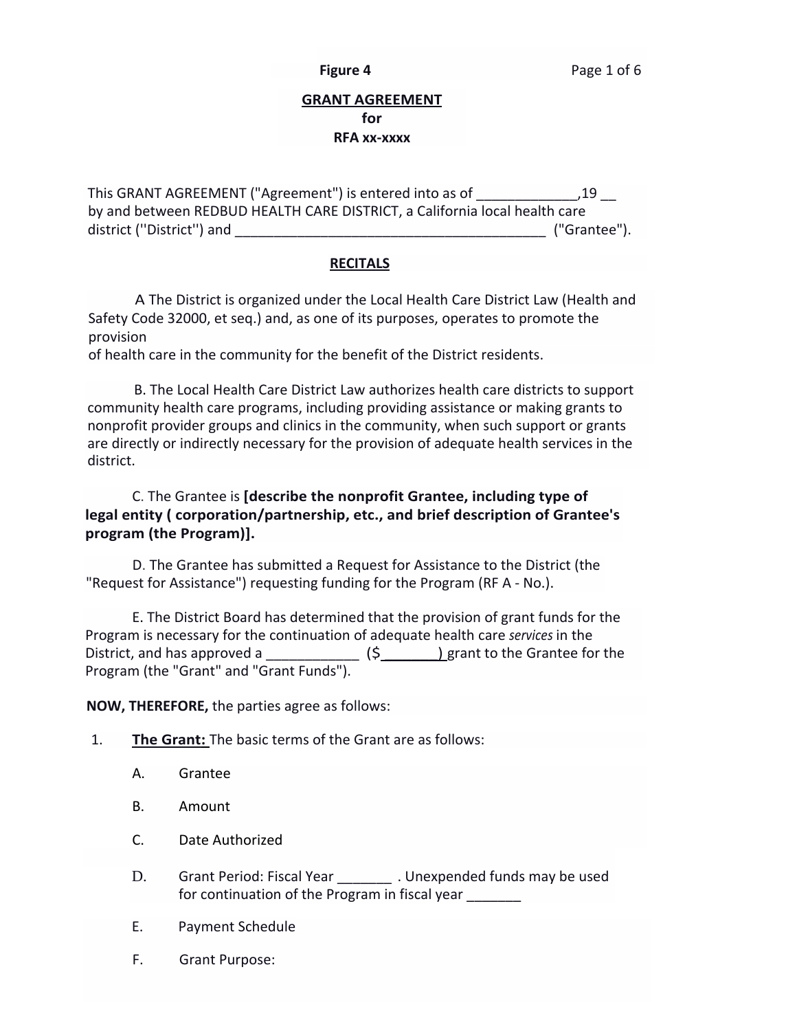**Figure 4**

# GRANT AGREEMENT
## for
## RFA xx-xxxx

This GRANT AGREEMENT ("Agreement") is entered into as of _____________,19 __ by and between REDBUD HEALTH CARE DISTRICT, a California local health care district (''District'') and _________________________________________ ("Grantee").

## RECITALS

A The District is organized under the Local Health Care District Law (Health and Safety Code 32000, et seq.) and, as one of its purposes, operates to promote the provision
of health care in the community for the benefit of the District residents.

B. The Local Health Care District Law authorizes health care districts to support community health care programs, including providing assistance or making grants to nonprofit provider groups and clinics in the community, when such support or grants are directly or indirectly necessary for the provision of adequate health services in the district.

C. The Grantee is **[describe the nonprofit Grantee, including type of legal entity ( corporation/partnership, etc., and brief description of Grantee's program (the Program)].**

D. The Grantee has submitted a Request for Assistance to the District (the "Request for Assistance") requesting funding for the Program (RF A - No.).

E. The District Board has determined that the provision of grant funds for the Program is necessary for the continuation of adequate health care *services* in the District, and has approved a ____________ ($________) grant to the Grantee for the Program (the "Grant" and "Grant Funds").

**NOW, THEREFORE,** the parties agree as follows:

1. **The Grant:** The basic terms of the Grant are as follows:

   A. Grantee

   B. Amount

   C. Date Authorized

   D. Grant Period: Fiscal Year _______ . Unexpended funds may be used for continuation of the Program in fiscal year _______

   E. Payment Schedule

   F. Grant Purpose: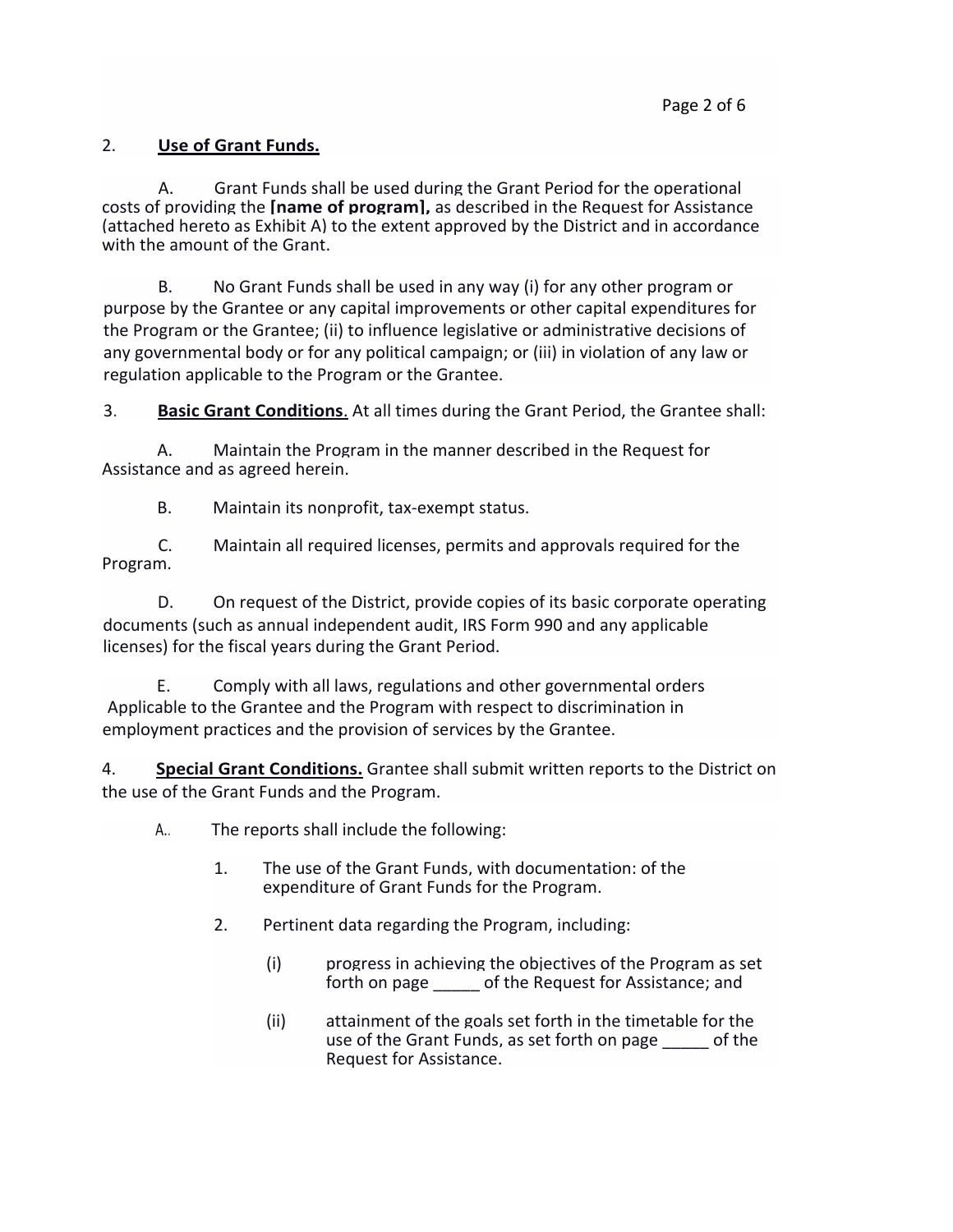2. **Use of Grant Funds.**

A. Grant Funds shall be used during the Grant Period for the operational costs of providing the **[name of program],** as described in the Request for Assistance (attached hereto as Exhibit A) to the extent approved by the District and in accordance with the amount of the Grant.

B. No Grant Funds shall be used in any way (i) for any other program or purpose by the Grantee or any capital improvements or other capital expenditures for the Program or the Grantee; (ii) to influence legislative or administrative decisions of any governmental body or for any political campaign; or (iii) in violation of any law or regulation applicable to the Program or the Grantee.

3. **Basic Grant Conditions**. At all times during the Grant Period, the Grantee shall:

A. Maintain the Program in the manner described in the Request for Assistance and as agreed herein.

B. Maintain its nonprofit, tax-exempt status.

C. Maintain all required licenses, permits and approvals required for the Program.

D. On request of the District, provide copies of its basic corporate operating documents (such as annual independent audit, IRS Form 990 and any applicable licenses) for the fiscal years during the Grant Period.

E. Comply with all laws, regulations and other governmental orders Applicable to the Grantee and the Program with respect to discrimination in employment practices and the provision of services by the Grantee.

4. **Special Grant Conditions.** Grantee shall submit written reports to the District on the use of the Grant Funds and the Program.

A.. The reports shall include the following:

1. The use of the Grant Funds, with documentation: of the expenditure of Grant Funds for the Program.

2. Pertinent data regarding the Program, including:

   (i) progress in achieving the objectives of the Program as set forth on page _____ of the Request for Assistance; and

   (ii) attainment of the goals set forth in the timetable for the use of the Grant Funds, as set forth on page _____ of the Request for Assistance.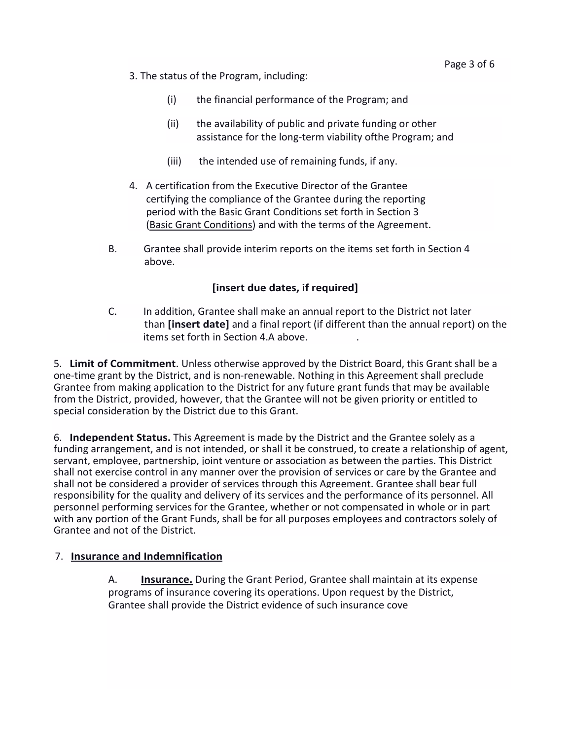3. The status of the Program, including:

   (i) the financial performance of the Program; and

   (ii) the availability of public and private funding or other assistance for the long-term viability ofthe Program; and

   (iii) the intended use of remaining funds, if any.

4. A certification from the Executive Director of the Grantee certifying the compliance of the Grantee during the reporting period with the Basic Grant Conditions set forth in Section 3 (Basic Grant Conditions) and with the terms of the Agreement.

B. Grantee shall provide interim reports on the items set forth in Section 4 above.

**[insert due dates, if required]**

C. In addition, Grantee shall make an annual report to the District not later than **[insert date]** and a final report (if different than the annual report) on the items set forth in Section 4.A above.

5. **Limit of Commitment**. Unless otherwise approved by the District Board, this Grant shall be a one-time grant by the District, and is non-renewable. Nothing in this Agreement shall preclude Grantee from making application to the District for any future grant funds that may be available from the District, provided, however, that the Grantee will not be given priority or entitled to special consideration by the District due to this Grant.

6. **Independent Status.** This Agreement is made by the District and the Grantee solely as a funding arrangement, and is not intended, or shall it be construed, to create a relationship of agent, servant, employee, partnership, joint venture or association as between the parties. This District shall not exercise control in any manner over the provision of services or care by the Grantee and shall not be considered a provider of services through this Agreement. Grantee shall bear full responsibility for the quality and delivery of its services and the performance of its personnel. All personnel performing services for the Grantee, whether or not compensated in whole or in part with any portion of the Grant Funds, shall be for all purposes employees and contractors solely of Grantee and not of the District.

7. **Insurance and Indemnification**

A. **Insurance.** During the Grant Period, Grantee shall maintain at its expense programs of insurance covering its operations. Upon request by the District, Grantee shall provide the District evidence of such insurance cove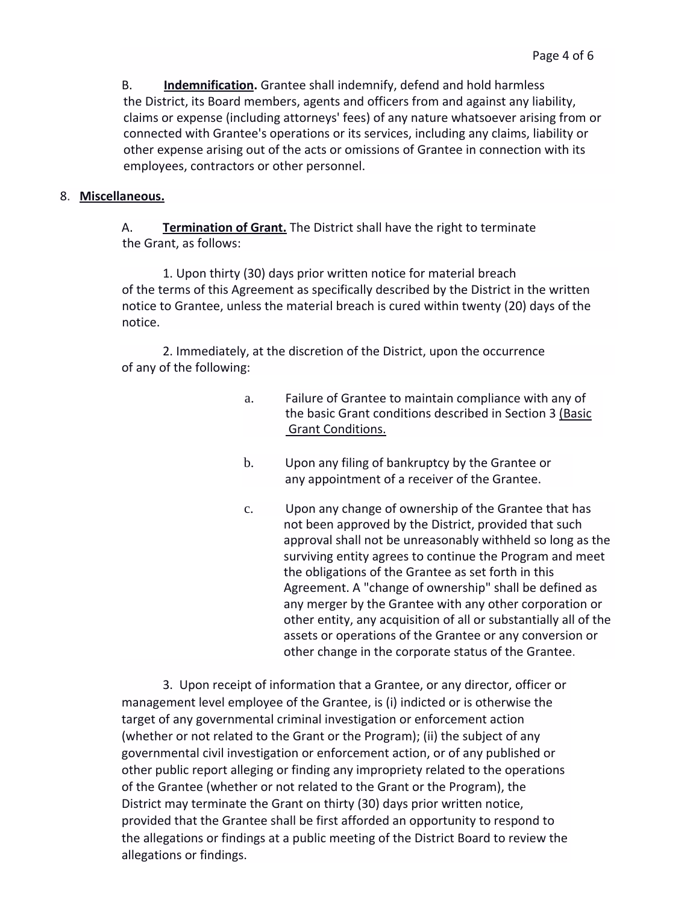B. **Indemnification.** Grantee shall indemnify, defend and hold harmless the District, its Board members, agents and officers from and against any liability, claims or expense (including attorneys' fees) of any nature whatsoever arising from or connected with Grantee's operations or its services, including any claims, liability or other expense arising out of the acts or omissions of Grantee in connection with its employees, contractors or other personnel.

8. **Miscellaneous.**

A. **Termination of Grant.** The District shall have the right to terminate the Grant, as follows:

1. Upon thirty (30) days prior written notice for material breach of the terms of this Agreement as specifically described by the District in the written notice to Grantee, unless the material breach is cured within twenty (20) days of the notice.

2. Immediately, at the discretion of the District, upon the occurrence of any of the following:

a. Failure of Grantee to maintain compliance with any of the basic Grant conditions described in Section 3 (Basic Grant Conditions.

b. Upon any filing of bankruptcy by the Grantee or any appointment of a receiver of the Grantee.

c. Upon any change of ownership of the Grantee that has not been approved by the District, provided that such approval shall not be unreasonably withheld so long as the surviving entity agrees to continue the Program and meet the obligations of the Grantee as set forth in this Agreement. A "change of ownership" shall be defined as any merger by the Grantee with any other corporation or other entity, any acquisition of all or substantially all of the assets or operations of the Grantee or any conversion or other change in the corporate status of the Grantee.

3. Upon receipt of information that a Grantee, or any director, officer or management level employee of the Grantee, is (i) indicted or is otherwise the target of any governmental criminal investigation or enforcement action (whether or not related to the Grant or the Program); (ii) the subject of any governmental civil investigation or enforcement action, or of any published or other public report alleging or finding any impropriety related to the operations of the Grantee (whether or not related to the Grant or the Program), the District may terminate the Grant on thirty (30) days prior written notice, provided that the Grantee shall be first afforded an opportunity to respond to the allegations or findings at a public meeting of the District Board to review the allegations or findings.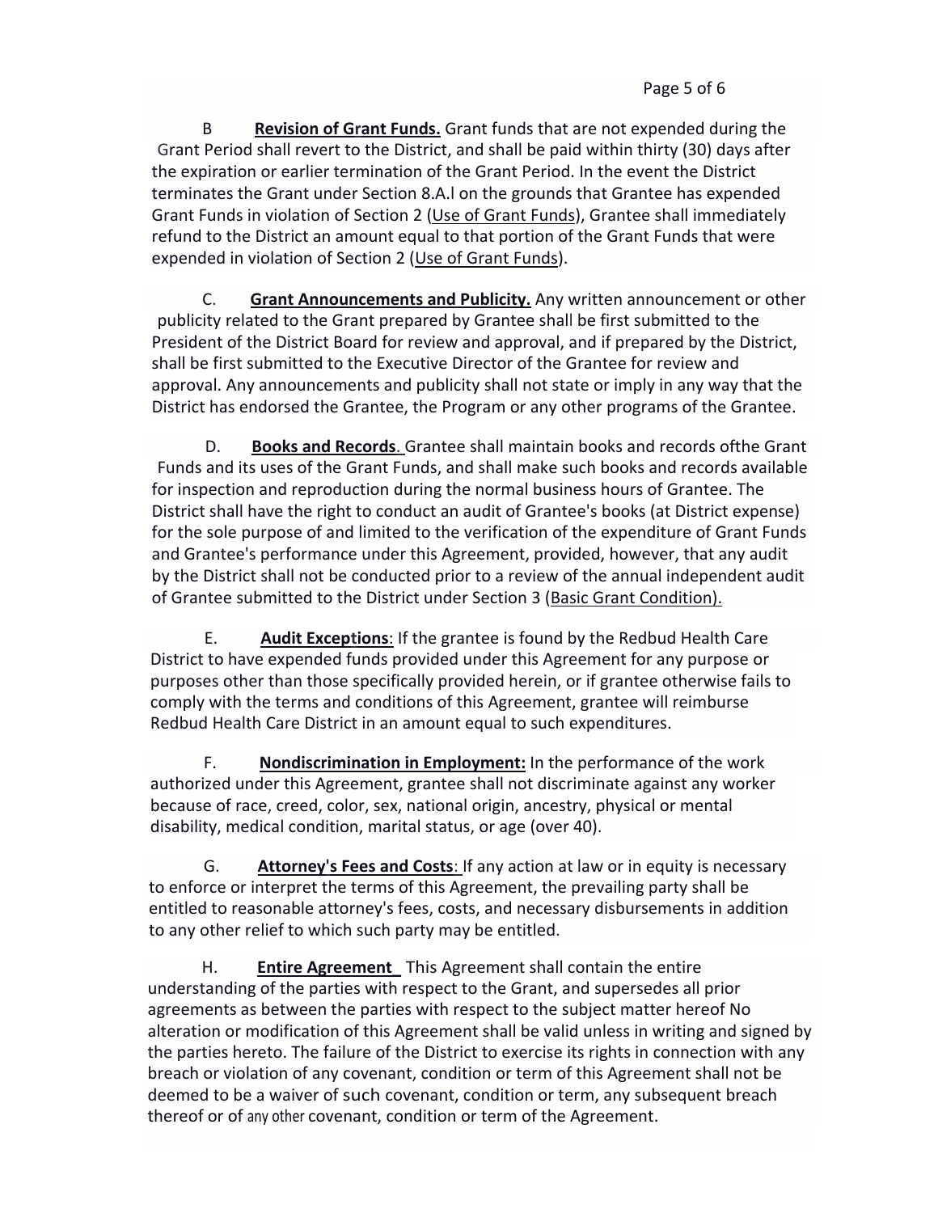B **Revision of Grant Funds.** Grant funds that are not expended during the Grant Period shall revert to the District, and shall be paid within thirty (30) days after the expiration or earlier termination of the Grant Period. In the event the District terminates the Grant under Section 8.A.l on the grounds that Grantee has expended Grant Funds in violation of Section 2 (Use of Grant Funds), Grantee shall immediately refund to the District an amount equal to that portion of the Grant Funds that were expended in violation of Section 2 (Use of Grant Funds).

C. **Grant Announcements and Publicity.** Any written announcement or other publicity related to the Grant prepared by Grantee shall be first submitted to the President of the District Board for review and approval, and if prepared by the District, shall be first submitted to the Executive Director of the Grantee for review and approval. Any announcements and publicity shall not state or imply in any way that the District has endorsed the Grantee, the Program or any other programs of the Grantee.

D. **Books and Records**. Grantee shall maintain books and records ofthe Grant Funds and its uses of the Grant Funds, and shall make such books and records available for inspection and reproduction during the normal business hours of Grantee. The District shall have the right to conduct an audit of Grantee's books (at District expense) for the sole purpose of and limited to the verification of the expenditure of Grant Funds and Grantee's performance under this Agreement, provided, however, that any audit by the District shall not be conducted prior to a review of the annual independent audit of Grantee submitted to the District under Section 3 (Basic Grant Condition).

E. **Audit Exceptions**: If the grantee is found by the Redbud Health Care District to have expended funds provided under this Agreement for any purpose or purposes other than those specifically provided herein, or if grantee otherwise fails to comply with the terms and conditions of this Agreement, grantee will reimburse Redbud Health Care District in an amount equal to such expenditures.

F. **Nondiscrimination in Employment:** In the performance of the work authorized under this Agreement, grantee shall not discriminate against any worker because of race, creed, color, sex, national origin, ancestry, physical or mental disability, medical condition, marital status, or age (over 40).

G. **Attorney's Fees and Costs**: If any action at law or in equity is necessary to enforce or interpret the terms of this Agreement, the prevailing party shall be entitled to reasonable attorney's fees, costs, and necessary disbursements in addition to any other relief to which such party may be entitled.

H. **Entire Agreement** This Agreement shall contain the entire understanding of the parties with respect to the Grant, and supersedes all prior agreements as between the parties with respect to the subject matter hereof No alteration or modification of this Agreement shall be valid unless in writing and signed by the parties hereto. The failure of the District to exercise its rights in connection with any breach or violation of any covenant, condition or term of this Agreement shall not be deemed to be a waiver of such covenant, condition or term, any subsequent breach thereof or of any other covenant, condition or term of the Agreement.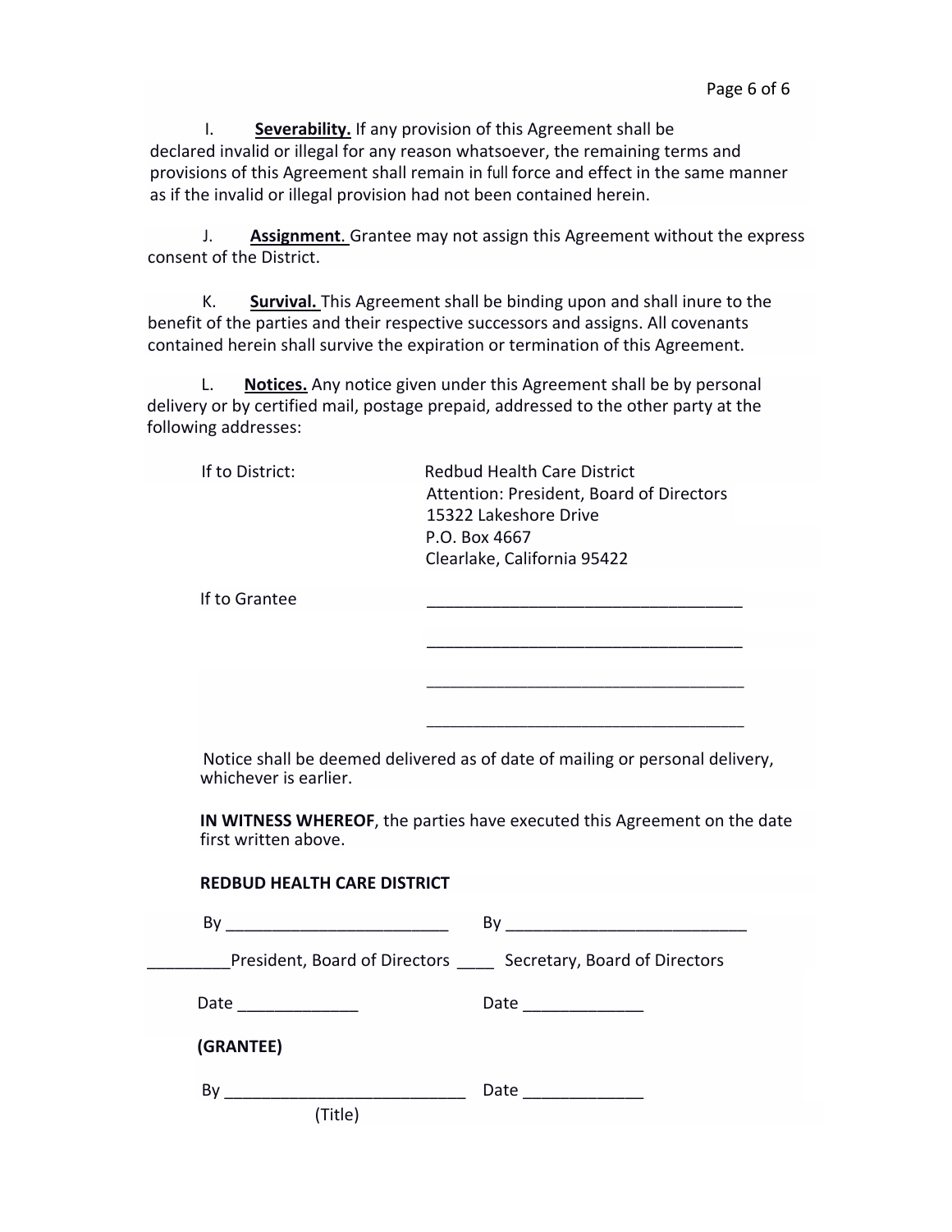I. **Severability.** If any provision of this Agreement shall be declared invalid or illegal for any reason whatsoever, the remaining terms and provisions of this Agreement shall remain in full force and effect in the same manner as if the invalid or illegal provision had not been contained herein.

J. **Assignment**. Grantee may not assign this Agreement without the express consent of the District.

K. **Survival.** This Agreement shall be binding upon and shall inure to the benefit of the parties and their respective successors and assigns. All covenants contained herein shall survive the expiration or termination of this Agreement.

L. **Notices.** Any notice given under this Agreement shall be by personal delivery or by certified mail, postage prepaid, addressed to the other party at the following addresses:

If to District:

Redbud Health Care District
Attention: President, Board of Directors
15322 Lakeshore Drive
P.O. Box 4667
Clearlake, California 95422

If to Grantee

___________________________________

___________________________________

___________________________________

___________________________________

Notice shall be deemed delivered as of date of mailing or personal delivery, whichever is earlier.

**IN WITNESS WHEREOF**, the parties have executed this Agreement on the date first written above.

**REDBUD HEALTH CARE DISTRICT**

By ________________________ By __________________________

_________President, Board of Directors ____ Secretary, Board of Directors

Date _____________ Date _____________

**(GRANTEE)**

By __________________________ Date _____________

(Title)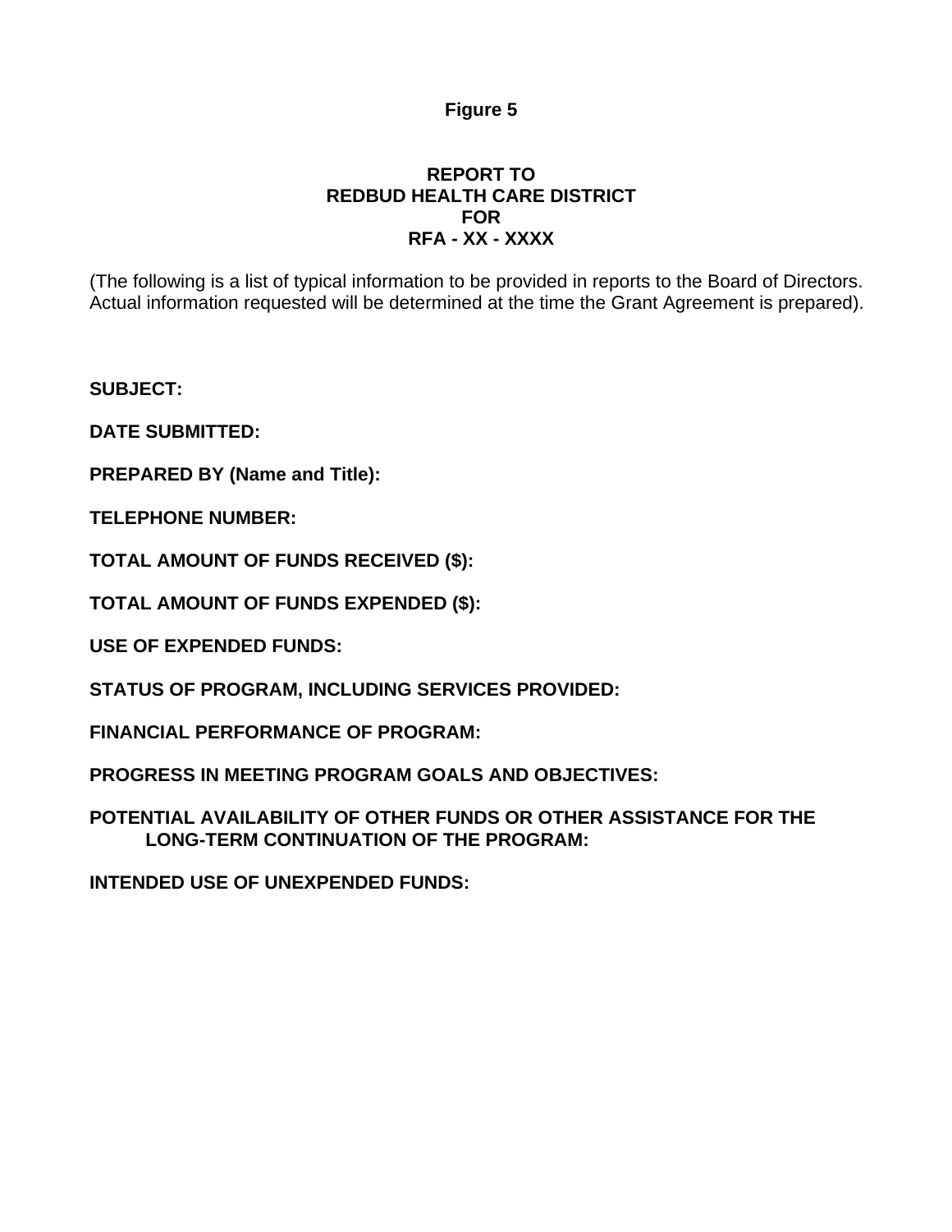**Figure 5**

**REPORT TO**
**REDBUD HEALTH CARE DISTRICT**
**FOR**
**RFA - XX - XXXX**

(The following is a list of typical information to be provided in reports to the Board of Directors. Actual information requested will be determined at the time the Grant Agreement is prepared).

**SUBJECT:**

**DATE SUBMITTED:**

**PREPARED BY (Name and Title):**

**TELEPHONE NUMBER:**

**TOTAL AMOUNT OF FUNDS RECEIVED ($):**

**TOTAL AMOUNT OF FUNDS EXPENDED ($):**

**USE OF EXPENDED FUNDS:**

**STATUS OF PROGRAM, INCLUDING SERVICES PROVIDED:**

**FINANCIAL PERFORMANCE OF PROGRAM:**

**PROGRESS IN MEETING PROGRAM GOALS AND OBJECTIVES:**

**POTENTIAL AVAILABILITY OF OTHER FUNDS OR OTHER ASSISTANCE FOR THE LONG-TERM CONTINUATION OF THE PROGRAM:**

**INTENDED USE OF UNEXPENDED FUNDS:**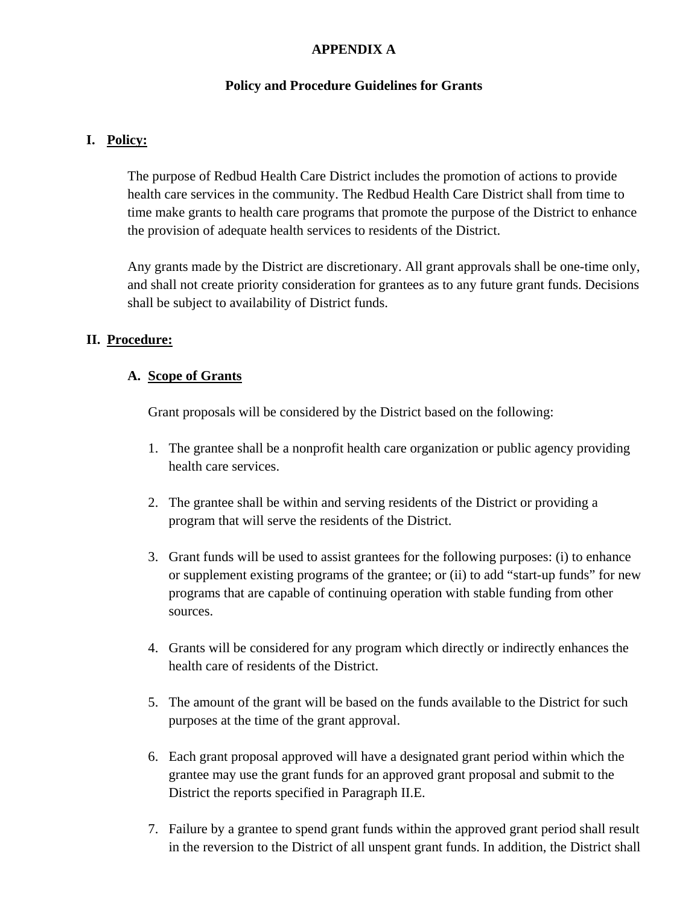# APPENDIX A

## Policy and Procedure Guidelines for Grants

### I. Policy:

The purpose of Redbud Health Care District includes the promotion of actions to provide health care services in the community. The Redbud Health Care District shall from time to time make grants to health care programs that promote the purpose of the District to enhance the provision of adequate health services to residents of the District.

Any grants made by the District are discretionary. All grant approvals shall be one-time only, and shall not create priority consideration for grantees as to any future grant funds. Decisions shall be subject to availability of District funds.

### II. Procedure:

#### A. Scope of Grants

Grant proposals will be considered by the District based on the following:

1. The grantee shall be a nonprofit health care organization or public agency providing health care services.

2. The grantee shall be within and serving residents of the District or providing a program that will serve the residents of the District.

3. Grant funds will be used to assist grantees for the following purposes: (i) to enhance or supplement existing programs of the grantee; or (ii) to add "start-up funds" for new programs that are capable of continuing operation with stable funding from other sources.

4. Grants will be considered for any program which directly or indirectly enhances the health care of residents of the District.

5. The amount of the grant will be based on the funds available to the District for such purposes at the time of the grant approval.

6. Each grant proposal approved will have a designated grant period within which the grantee may use the grant funds for an approved grant proposal and submit to the District the reports specified in Paragraph II.E.

7. Failure by a grantee to spend grant funds within the approved grant period shall result in the reversion to the District of all unspent grant funds. In addition, the District shall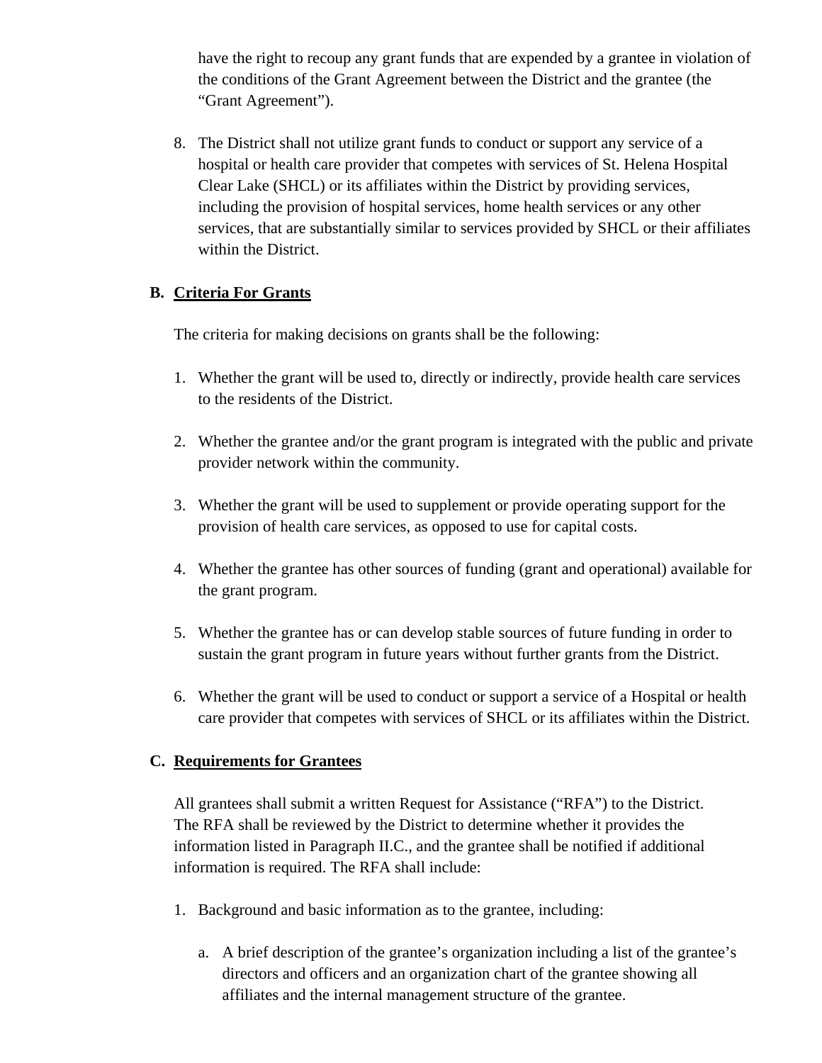have the right to recoup any grant funds that are expended by a grantee in violation of the conditions of the Grant Agreement between the District and the grantee (the "Grant Agreement").

8. The District shall not utilize grant funds to conduct or support any service of a hospital or health care provider that competes with services of St. Helena Hospital Clear Lake (SHCL) or its affiliates within the District by providing services, including the provision of hospital services, home health services or any other services, that are substantially similar to services provided by SHCL or their affiliates within the District.

**B. <u>Criteria For Grants</u>**

The criteria for making decisions on grants shall be the following:

1. Whether the grant will be used to, directly or indirectly, provide health care services to the residents of the District.

2. Whether the grantee and/or the grant program is integrated with the public and private provider network within the community.

3. Whether the grant will be used to supplement or provide operating support for the provision of health care services, as opposed to use for capital costs.

4. Whether the grantee has other sources of funding (grant and operational) available for the grant program.

5. Whether the grantee has or can develop stable sources of future funding in order to sustain the grant program in future years without further grants from the District.

6. Whether the grant will be used to conduct or support a service of a Hospital or health care provider that competes with services of SHCL or its affiliates within the District.

**C. <u>Requirements for Grantees</u>**

All grantees shall submit a written Request for Assistance ("RFA") to the District. The RFA shall be reviewed by the District to determine whether it provides the information listed in Paragraph II.C., and the grantee shall be notified if additional information is required. The RFA shall include:

1. Background and basic information as to the grantee, including:

   a. A brief description of the grantee's organization including a list of the grantee's directors and officers and an organization chart of the grantee showing all affiliates and the internal management structure of the grantee.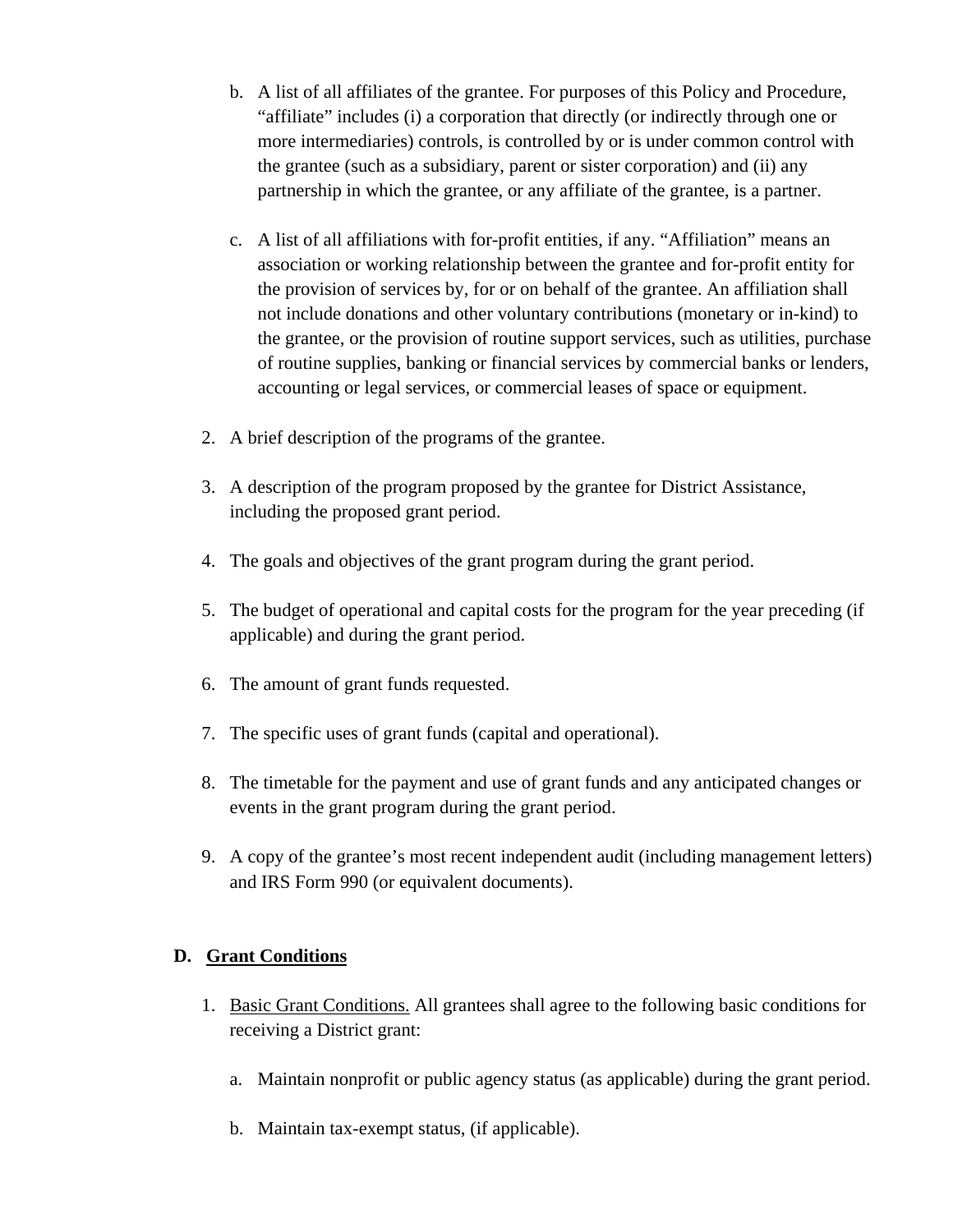b. A list of all affiliates of the grantee. For purposes of this Policy and Procedure, "affiliate" includes (i) a corporation that directly (or indirectly through one or more intermediaries) controls, is controlled by or is under common control with the grantee (such as a subsidiary, parent or sister corporation) and (ii) any partnership in which the grantee, or any affiliate of the grantee, is a partner.

   c. A list of all affiliations with for-profit entities, if any. "Affiliation" means an association or working relationship between the grantee and for-profit entity for the provision of services by, for or on behalf of the grantee. An affiliation shall not include donations and other voluntary contributions (monetary or in-kind) to the grantee, or the provision of routine support services, such as utilities, purchase of routine supplies, banking or financial services by commercial banks or lenders, accounting or legal services, or commercial leases of space or equipment.

2. A brief description of the programs of the grantee.

3. A description of the program proposed by the grantee for District Assistance, including the proposed grant period.

4. The goals and objectives of the grant program during the grant period.

5. The budget of operational and capital costs for the program for the year preceding (if applicable) and during the grant period.

6. The amount of grant funds requested.

7. The specific uses of grant funds (capital and operational).

8. The timetable for the payment and use of grant funds and any anticipated changes or events in the grant program during the grant period.

9. A copy of the grantee's most recent independent audit (including management letters) and IRS Form 990 (or equivalent documents).

## D. <u>Grant Conditions</u>

1. <u>Basic Grant Conditions.</u> All grantees shall agree to the following basic conditions for receiving a District grant:

   a. Maintain nonprofit or public agency status (as applicable) during the grant period.

   b. Maintain tax-exempt status, (if applicable).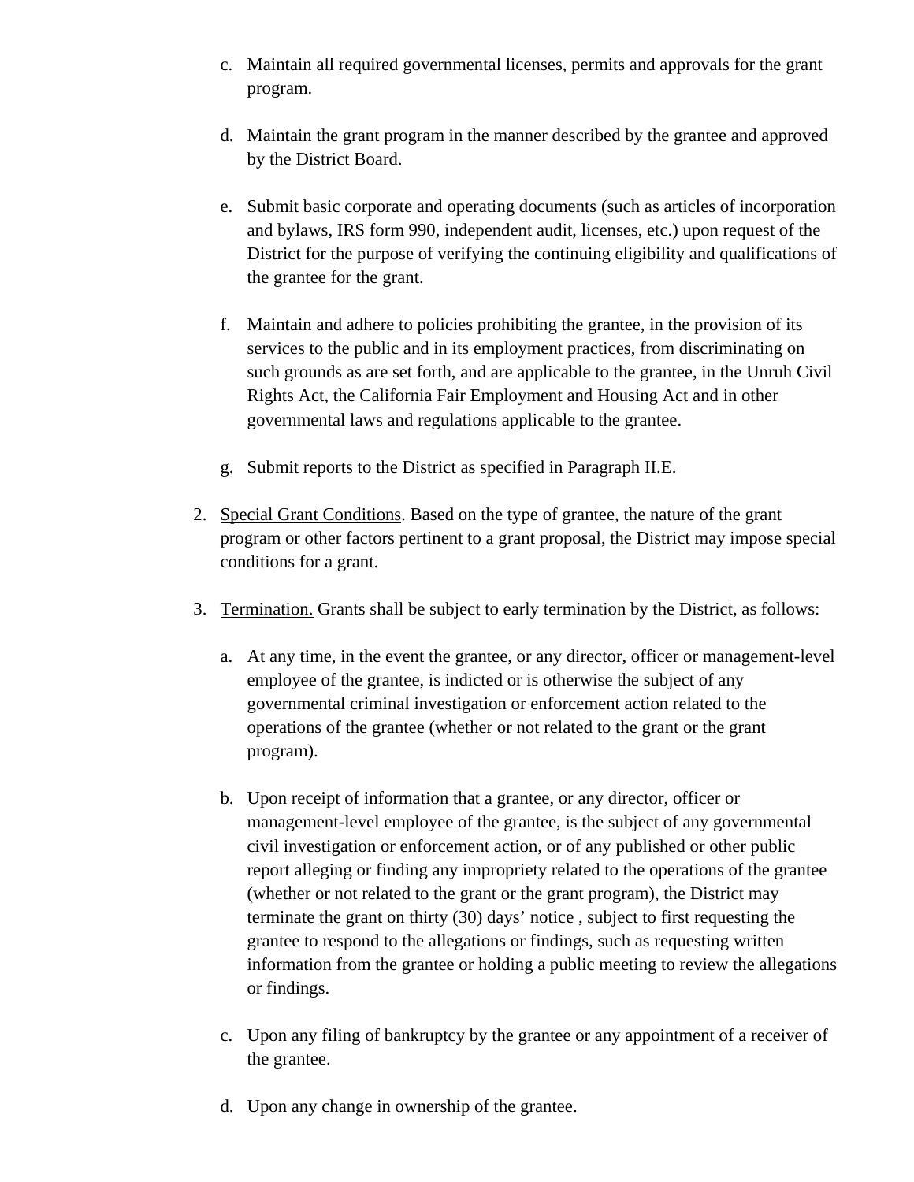c. Maintain all required governmental licenses, permits and approvals for the grant program.

d. Maintain the grant program in the manner described by the grantee and approved by the District Board.

e. Submit basic corporate and operating documents (such as articles of incorporation and bylaws, IRS form 990, independent audit, licenses, etc.) upon request of the District for the purpose of verifying the continuing eligibility and qualifications of the grantee for the grant.

f. Maintain and adhere to policies prohibiting the grantee, in the provision of its services to the public and in its employment practices, from discriminating on such grounds as are set forth, and are applicable to the grantee, in the Unruh Civil Rights Act, the California Fair Employment and Housing Act and in other governmental laws and regulations applicable to the grantee.

g. Submit reports to the District as specified in Paragraph II.E.

2. Special Grant Conditions. Based on the type of grantee, the nature of the grant program or other factors pertinent to a grant proposal, the District may impose special conditions for a grant.

3. Termination. Grants shall be subject to early termination by the District, as follows:

   a. At any time, in the event the grantee, or any director, officer or management-level employee of the grantee, is indicted or is otherwise the subject of any governmental criminal investigation or enforcement action related to the operations of the grantee (whether or not related to the grant or the grant program).

   b. Upon receipt of information that a grantee, or any director, officer or management-level employee of the grantee, is the subject of any governmental civil investigation or enforcement action, or of any published or other public report alleging or finding any impropriety related to the operations of the grantee (whether or not related to the grant or the grant program), the District may terminate the grant on thirty (30) days' notice , subject to first requesting the grantee to respond to the allegations or findings, such as requesting written information from the grantee or holding a public meeting to review the allegations or findings.

   c. Upon any filing of bankruptcy by the grantee or any appointment of a receiver of the grantee.

   d. Upon any change in ownership of the grantee.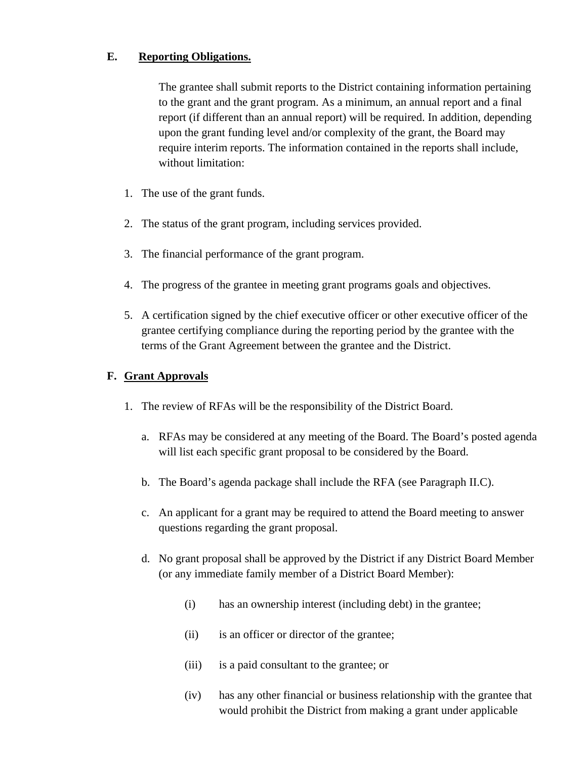## E. Reporting Obligations.

The grantee shall submit reports to the District containing information pertaining to the grant and the grant program. As a minimum, an annual report and a final report (if different than an annual report) will be required. In addition, depending upon the grant funding level and/or complexity of the grant, the Board may require interim reports. The information contained in the reports shall include, without limitation:

1. The use of the grant funds.

2. The status of the grant program, including services provided.

3. The financial performance of the grant program.

4. The progress of the grantee in meeting grant programs goals and objectives.

5. A certification signed by the chief executive officer or other executive officer of the grantee certifying compliance during the reporting period by the grantee with the terms of the Grant Agreement between the grantee and the District.

## F. Grant Approvals

1. The review of RFAs will be the responsibility of the District Board.

   a. RFAs may be considered at any meeting of the Board. The Board's posted agenda will list each specific grant proposal to be considered by the Board.

   b. The Board's agenda package shall include the RFA (see Paragraph II.C).

   c. An applicant for a grant may be required to attend the Board meeting to answer questions regarding the grant proposal.

   d. No grant proposal shall be approved by the District if any District Board Member (or any immediate family member of a District Board Member):

      (i) has an ownership interest (including debt) in the grantee;

      (ii) is an officer or director of the grantee;

      (iii) is a paid consultant to the grantee; or

      (iv) has any other financial or business relationship with the grantee that would prohibit the District from making a grant under applicable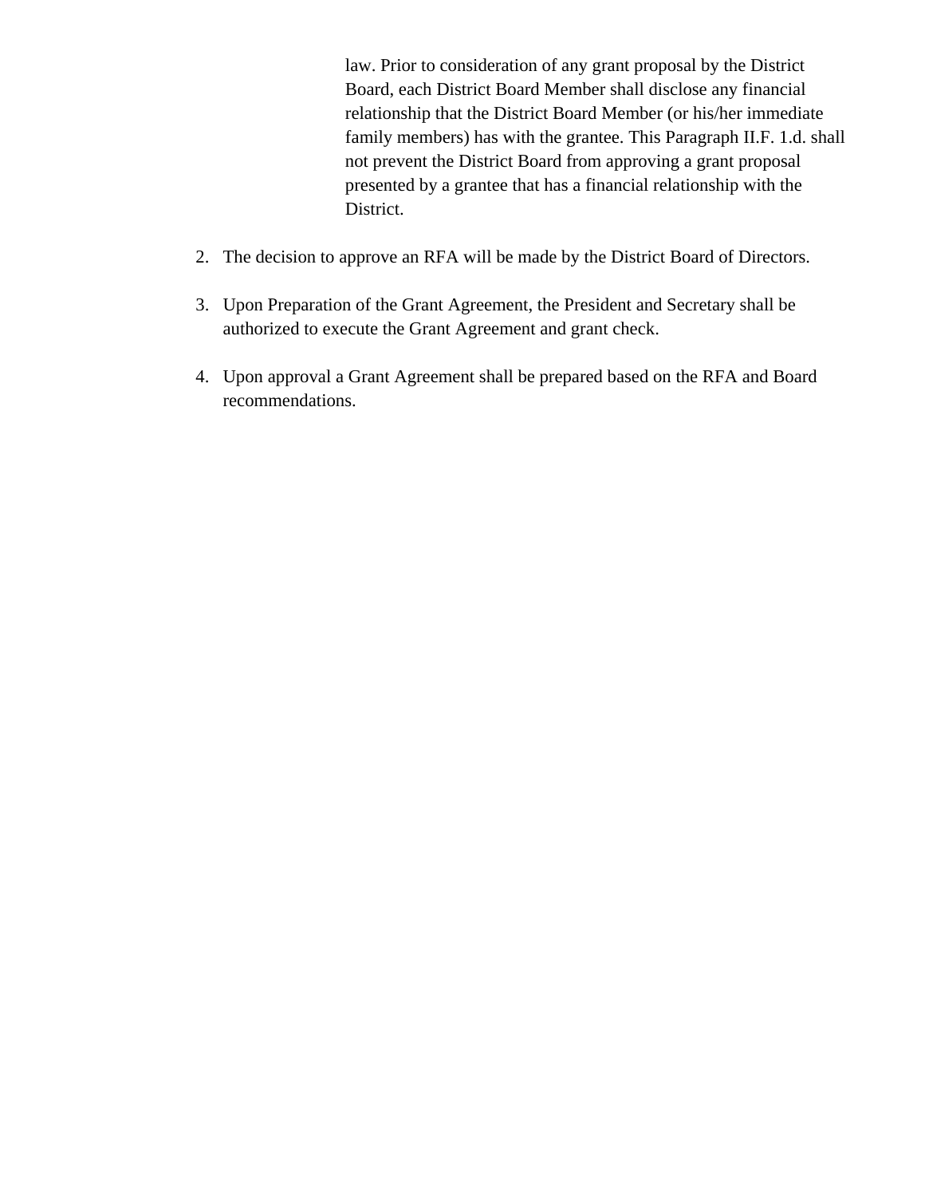law. Prior to consideration of any grant proposal by the District Board, each District Board Member shall disclose any financial relationship that the District Board Member (or his/her immediate family members) has with the grantee. This Paragraph II.F. 1.d. shall not prevent the District Board from approving a grant proposal presented by a grantee that has a financial relationship with the District.

2. The decision to approve an RFA will be made by the District Board of Directors.

3. Upon Preparation of the Grant Agreement, the President and Secretary shall be authorized to execute the Grant Agreement and grant check.

4. Upon approval a Grant Agreement shall be prepared based on the RFA and Board recommendations.